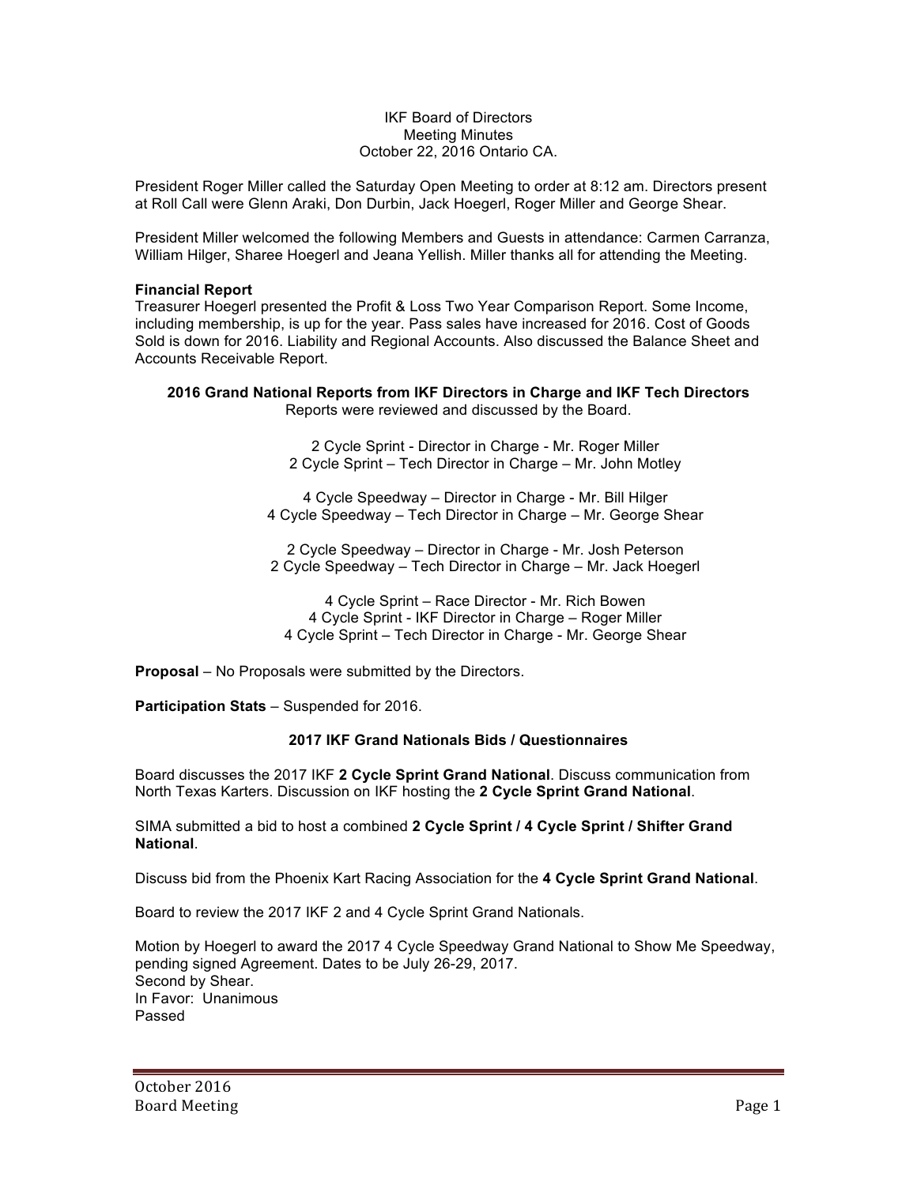IKF Board of Directors
Meeting Minutes
October 22, 2016 Ontario CA.

President Roger Miller called the Saturday Open Meeting to order at 8:12 am. Directors present at Roll Call were Glenn Araki, Don Durbin, Jack Hoegerl, Roger Miller and George Shear.

President Miller welcomed the following Members and Guests in attendance: Carmen Carranza, William Hilger, Sharee Hoegerl and Jeana Yellish. Miller thanks all for attending the Meeting.

**Financial Report**
Treasurer Hoegerl presented the Profit & Loss Two Year Comparison Report. Some Income, including membership, is up for the year. Pass sales have increased for 2016. Cost of Goods Sold is down for 2016. Liability and Regional Accounts. Also discussed the Balance Sheet and Accounts Receivable Report.

**2016 Grand National Reports from IKF Directors in Charge and IKF Tech Directors**
Reports were reviewed and discussed by the Board.

2 Cycle Sprint - Director in Charge - Mr. Roger Miller
2 Cycle Sprint – Tech Director in Charge – Mr. John Motley

4 Cycle Speedway – Director in Charge - Mr. Bill Hilger
4 Cycle Speedway – Tech Director in Charge – Mr. George Shear

2 Cycle Speedway – Director in Charge - Mr. Josh Peterson
2 Cycle Speedway – Tech Director in Charge – Mr. Jack Hoegerl

4 Cycle Sprint – Race Director - Mr. Rich Bowen
4 Cycle Sprint - IKF Director in Charge – Roger Miller
4 Cycle Sprint – Tech Director in Charge - Mr. George Shear

**Proposal** – No Proposals were submitted by the Directors.

**Participation Stats** – Suspended for 2016.

**2017 IKF Grand Nationals Bids / Questionnaires**

Board discusses the 2017 IKF **2 Cycle Sprint Grand National**. Discuss communication from North Texas Karters. Discussion on IKF hosting the **2 Cycle Sprint Grand National**.

SIMA submitted a bid to host a combined **2 Cycle Sprint / 4 Cycle Sprint / Shifter Grand National**.

Discuss bid from the Phoenix Kart Racing Association for the **4 Cycle Sprint Grand National**.

Board to review the 2017 IKF 2 and 4 Cycle Sprint Grand Nationals.

Motion by Hoegerl to award the 2017 4 Cycle Speedway Grand National to Show Me Speedway, pending signed Agreement. Dates to be July 26-29, 2017.
Second by Shear.
In Favor: Unanimous
Passed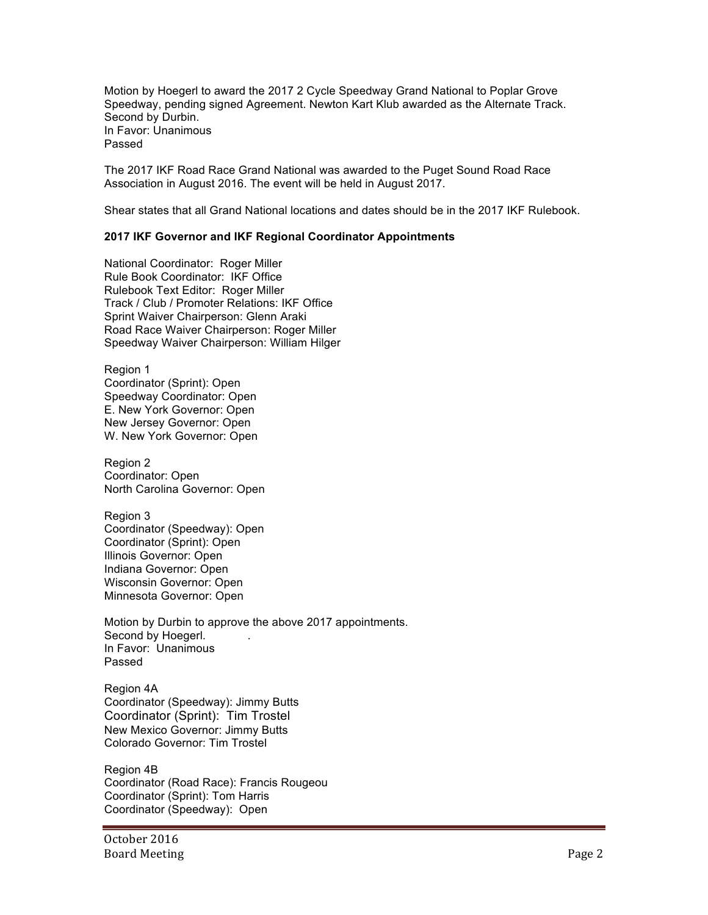Motion by Hoegerl to award the 2017 2 Cycle Speedway Grand National to Poplar Grove Speedway, pending signed Agreement. Newton Kart Klub awarded as the Alternate Track.
Second by Durbin.
In Favor: Unanimous
Passed

The 2017 IKF Road Race Grand National was awarded to the Puget Sound Road Race Association in August 2016. The event will be held in August 2017.

Shear states that all Grand National locations and dates should be in the 2017 IKF Rulebook.

**2017 IKF Governor and IKF Regional Coordinator Appointments**

National Coordinator: Roger Miller
Rule Book Coordinator: IKF Office
Rulebook Text Editor: Roger Miller
Track / Club / Promoter Relations: IKF Office
Sprint Waiver Chairperson: Glenn Araki
Road Race Waiver Chairperson: Roger Miller
Speedway Waiver Chairperson: William Hilger

Region 1
Coordinator (Sprint): Open
Speedway Coordinator: Open
E. New York Governor: Open
New Jersey Governor: Open
W. New York Governor: Open

Region 2
Coordinator: Open
North Carolina Governor: Open

Region 3
Coordinator (Speedway): Open
Coordinator (Sprint): Open
Illinois Governor: Open
Indiana Governor: Open
Wisconsin Governor: Open
Minnesota Governor: Open

Motion by Durbin to approve the above 2017 appointments.
Second by Hoegerl.
In Favor: Unanimous
Passed

Region 4A
Coordinator (Speedway): Jimmy Butts
Coordinator (Sprint): Tim Trostel
New Mexico Governor: Jimmy Butts
Colorado Governor: Tim Trostel

Region 4B
Coordinator (Road Race): Francis Rougeou
Coordinator (Sprint): Tom Harris
Coordinator (Speedway): Open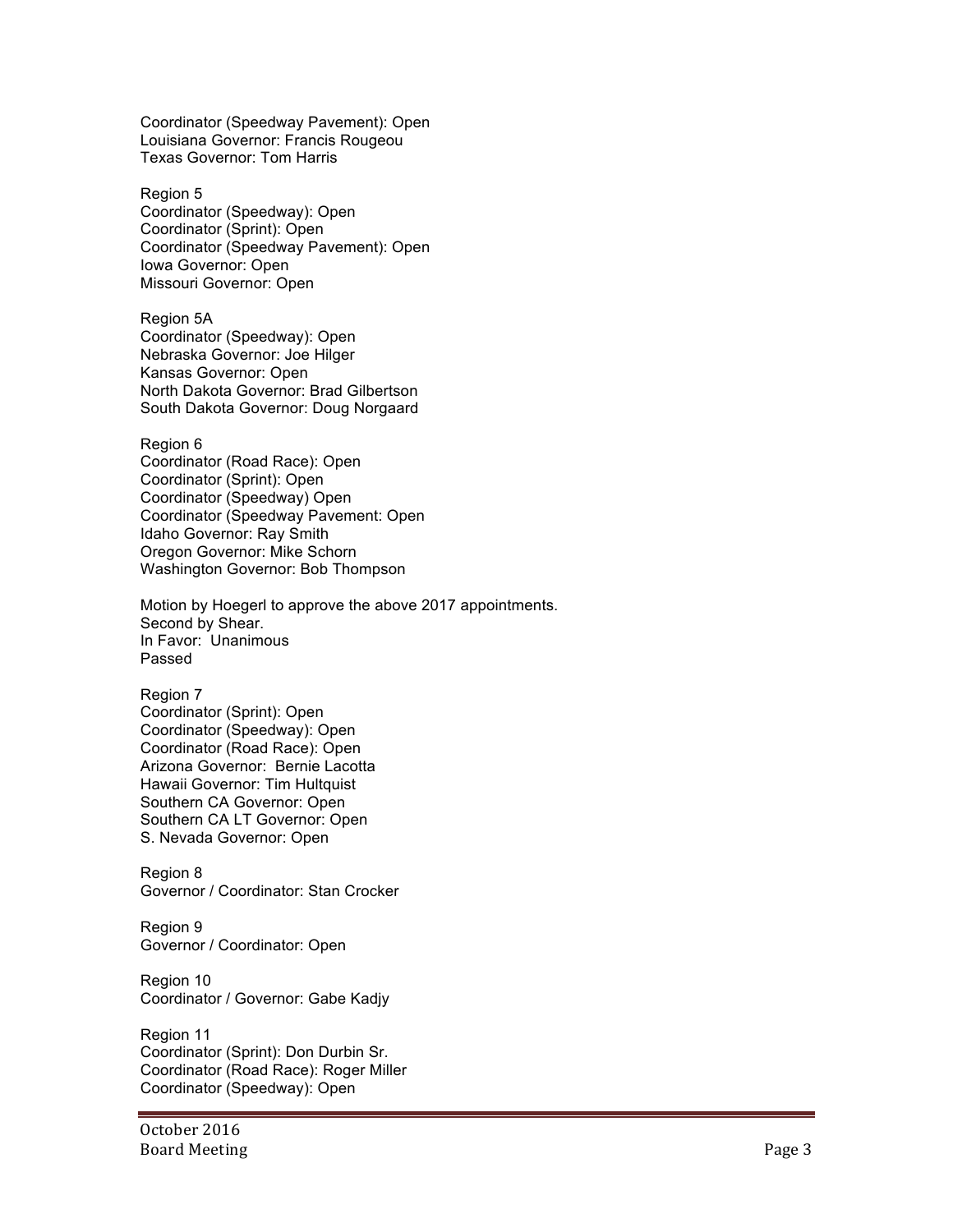Coordinator (Speedway Pavement): Open
Louisiana Governor: Francis Rougeou
Texas Governor: Tom Harris

Region 5
Coordinator (Speedway): Open
Coordinator (Sprint): Open
Coordinator (Speedway Pavement): Open
Iowa Governor: Open
Missouri Governor: Open

Region 5A
Coordinator (Speedway): Open
Nebraska Governor: Joe Hilger
Kansas Governor: Open
North Dakota Governor: Brad Gilbertson
South Dakota Governor: Doug Norgaard

Region 6
Coordinator (Road Race): Open
Coordinator (Sprint): Open
Coordinator (Speedway) Open
Coordinator (Speedway Pavement: Open
Idaho Governor: Ray Smith
Oregon Governor: Mike Schorn
Washington Governor: Bob Thompson

Motion by Hoegerl to approve the above 2017 appointments.
Second by Shear.
In Favor: Unanimous
Passed

Region 7
Coordinator (Sprint): Open
Coordinator (Speedway): Open
Coordinator (Road Race): Open
Arizona Governor: Bernie Lacotta
Hawaii Governor: Tim Hultquist
Southern CA Governor: Open
Southern CA LT Governor: Open
S. Nevada Governor: Open

Region 8
Governor / Coordinator: Stan Crocker

Region 9
Governor / Coordinator: Open

Region 10
Coordinator / Governor: Gabe Kadjy

Region 11
Coordinator (Sprint): Don Durbin Sr.
Coordinator (Road Race): Roger Miller
Coordinator (Speedway): Open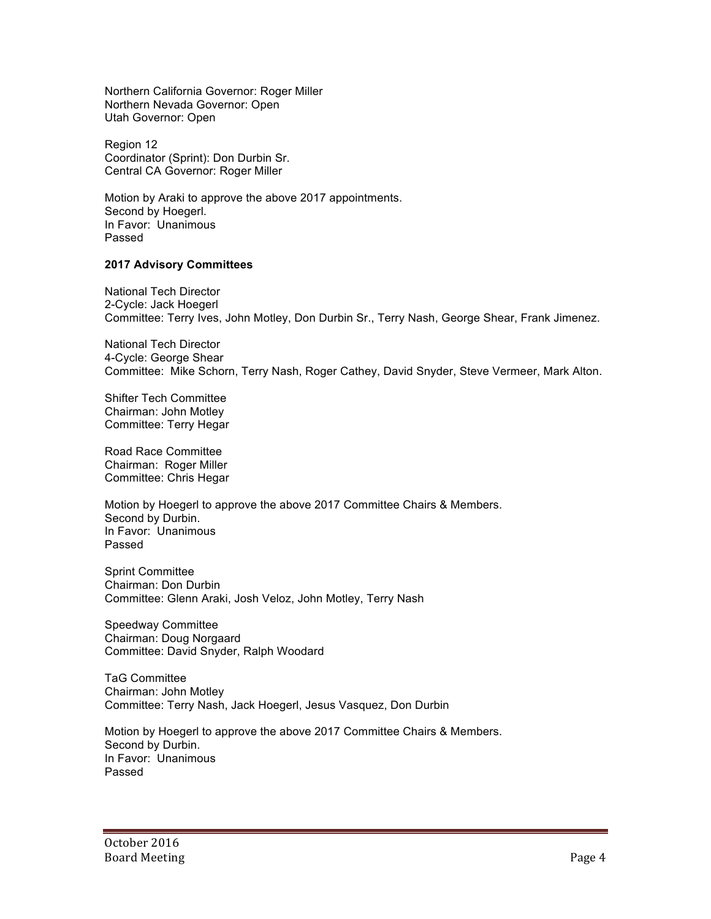Northern California Governor: Roger Miller
Northern Nevada Governor: Open
Utah Governor: Open

Region 12
Coordinator (Sprint): Don Durbin Sr.
Central CA Governor: Roger Miller

Motion by Araki to approve the above 2017 appointments.
Second by Hoegerl.
In Favor: Unanimous
Passed

**2017 Advisory Committees**

National Tech Director
2-Cycle: Jack Hoegerl
Committee: Terry Ives, John Motley, Don Durbin Sr., Terry Nash, George Shear, Frank Jimenez.

National Tech Director
4-Cycle: George Shear
Committee: Mike Schorn, Terry Nash, Roger Cathey, David Snyder, Steve Vermeer, Mark Alton.

Shifter Tech Committee
Chairman: John Motley
Committee: Terry Hegar

Road Race Committee
Chairman: Roger Miller
Committee: Chris Hegar

Motion by Hoegerl to approve the above 2017 Committee Chairs & Members.
Second by Durbin.
In Favor: Unanimous
Passed

Sprint Committee
Chairman: Don Durbin
Committee: Glenn Araki, Josh Veloz, John Motley, Terry Nash

Speedway Committee
Chairman: Doug Norgaard
Committee: David Snyder, Ralph Woodard

TaG Committee
Chairman: John Motley
Committee: Terry Nash, Jack Hoegerl, Jesus Vasquez, Don Durbin

Motion by Hoegerl to approve the above 2017 Committee Chairs & Members.
Second by Durbin.
In Favor: Unanimous
Passed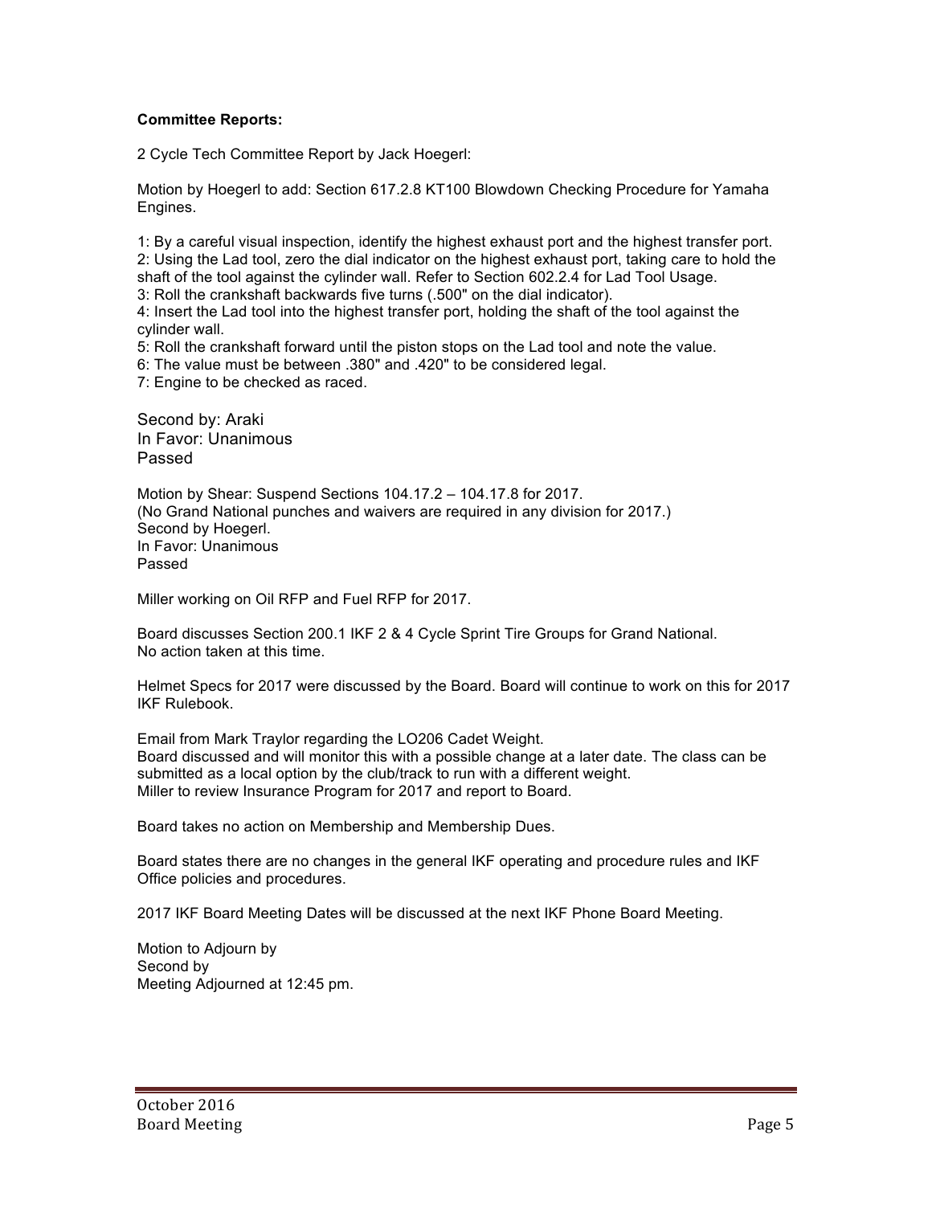**Committee Reports:**

2 Cycle Tech Committee Report by Jack Hoegerl:

Motion by Hoegerl to add: Section 617.2.8 KT100 Blowdown Checking Procedure for Yamaha Engines.

1: By a careful visual inspection, identify the highest exhaust port and the highest transfer port.
2: Using the Lad tool, zero the dial indicator on the highest exhaust port, taking care to hold the shaft of the tool against the cylinder wall. Refer to Section 602.2.4 for Lad Tool Usage.
3: Roll the crankshaft backwards five turns (.500" on the dial indicator).
4: Insert the Lad tool into the highest transfer port, holding the shaft of the tool against the cylinder wall.
5: Roll the crankshaft forward until the piston stops on the Lad tool and note the value.
6: The value must be between .380" and .420" to be considered legal.
7: Engine to be checked as raced.

Second by: Araki
In Favor: Unanimous
Passed

Motion by Shear: Suspend Sections 104.17.2 – 104.17.8 for 2017.
(No Grand National punches and waivers are required in any division for 2017.)
Second by Hoegerl.
In Favor: Unanimous
Passed

Miller working on Oil RFP and Fuel RFP for 2017.

Board discusses Section 200.1 IKF 2 & 4 Cycle Sprint Tire Groups for Grand National.
No action taken at this time.

Helmet Specs for 2017 were discussed by the Board. Board will continue to work on this for 2017 IKF Rulebook.

Email from Mark Traylor regarding the LO206 Cadet Weight.
Board discussed and will monitor this with a possible change at a later date. The class can be submitted as a local option by the club/track to run with a different weight.
Miller to review Insurance Program for 2017 and report to Board.

Board takes no action on Membership and Membership Dues.

Board states there are no changes in the general IKF operating and procedure rules and IKF Office policies and procedures.

2017 IKF Board Meeting Dates will be discussed at the next IKF Phone Board Meeting.

Motion to Adjourn by
Second by
Meeting Adjourned at 12:45 pm.